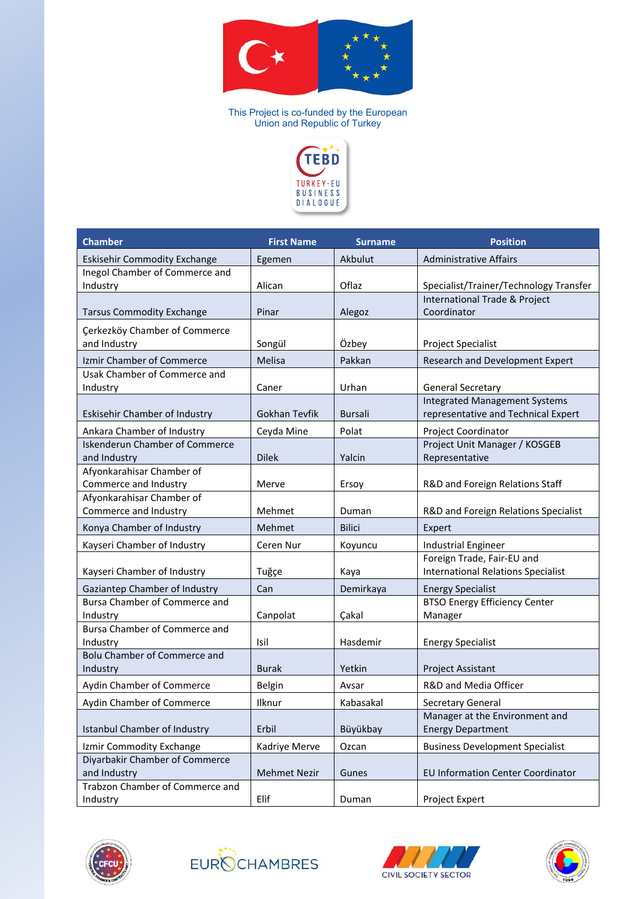This Project is co-funded by the European Union and Republic of Turkey

TEBD TURKEY-EU BUSINESS DIALOGUE

| Chamber | First Name | Surname | Position |
|---|---|---|---|
| Eskisehir Commodity Exchange | Egemen | Akbulut | Administrative Affairs |
| Inegol Chamber of Commerce and Industry | Alican | Oflaz | Specialist/Trainer/Technology Transfer |
| Tarsus Commodity Exchange | Pinar | Alegoz | International Trade & Project Coordinator |
| Çerkezköy Chamber of Commerce and Industry | Songül | Özbey | Project Specialist |
| Izmir Chamber of Commerce | Melisa | Pakkan | Research and Development Expert |
| Usak Chamber of Commerce and Industry | Caner | Urhan | General Secretary |
| Eskisehir Chamber of Industry | Gokhan Tevfik | Bursali | Integrated Management Systems representative and Technical Expert |
| Ankara Chamber of Industry | Ceyda Mine | Polat | Project Coordinator |
| Iskenderun Chamber of Commerce and Industry | Dilek | Yalcin | Project Unit Manager / KOSGEB Representative |
| Afyonkarahisar Chamber of Commerce and Industry | Merve | Ersoy | R&D and Foreign Relations Staff |
| Afyonkarahisar Chamber of Commerce and Industry | Mehmet | Duman | R&D and Foreign Relations Specialist |
| Konya Chamber of Industry | Mehmet | Bilici | Expert |
| Kayseri Chamber of Industry | Ceren Nur | Koyuncu | Industrial Engineer |
| Kayseri Chamber of Industry | Tuğçe | Kaya | Foreign Trade, Fair-EU and International Relations Specialist |
| Gaziantep Chamber of Industry | Can | Demirkaya | Energy Specialist |
| Bursa Chamber of Commerce and Industry | Canpolat | Çakal | BTSO Energy Efficiency Center Manager |
| Bursa Chamber of Commerce and Industry | Isil | Hasdemir | Energy Specialist |
| Bolu Chamber of Commerce and Industry | Burak | Yetkin | Project Assistant |
| Aydin Chamber of Commerce | Belgin | Avsar | R&D and Media Officer |
| Aydin Chamber of Commerce | Ilknur | Kabasakal | Secretary General |
| Istanbul Chamber of Industry | Erbil | Büyükbay | Manager at the Environment and Energy Department |
| Izmir Commodity Exchange | Kadriye Merve | Ozcan | Business Development Specialist |
| Diyarbakir Chamber of Commerce and Industry | Mehmet Nezir | Gunes | EU Information Center Coordinator |
| Trabzon Chamber of Commerce and Industry | Elif | Duman | Project Expert |

EUROCHAMBRES

CIVIL SOCIETY SECTOR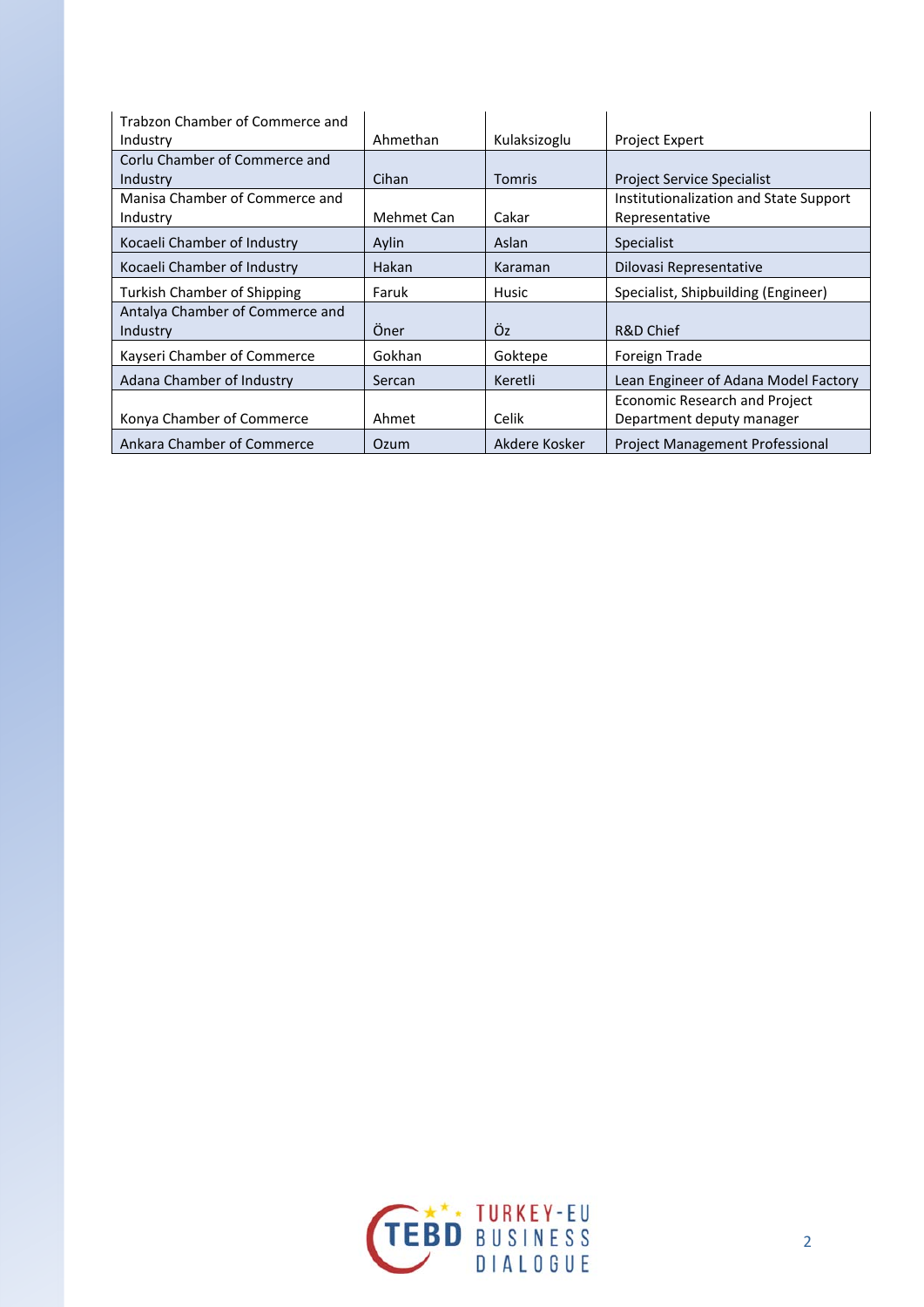| | | | |
|---|---|---|---|
| Trabzon Chamber of Commerce and Industry | Ahmethan | Kulaksizoglu | Project Expert |
| Corlu Chamber of Commerce and Industry | Cihan | Tomris | Project Service Specialist |
| Manisa Chamber of Commerce and Industry | Mehmet Can | Cakar | Institutionalization and State Support Representative |
| Kocaeli Chamber of Industry | Aylin | Aslan | Specialist |
| Kocaeli Chamber of Industry | Hakan | Karaman | Dilovasi Representative |
| Turkish Chamber of Shipping | Faruk | Husic | Specialist, Shipbuilding (Engineer) |
| Antalya Chamber of Commerce and Industry | Öner | Öz | R&D Chief |
| Kayseri Chamber of Commerce | Gokhan | Goktepe | Foreign Trade |
| Adana Chamber of Industry | Sercan | Keretli | Lean Engineer of Adana Model Factory |
| Konya Chamber of Commerce | Ahmet | Celik | Economic Research and Project Department deputy manager |
| Ankara Chamber of Commerce | Ozum | Akdere Kosker | Project Management Professional |